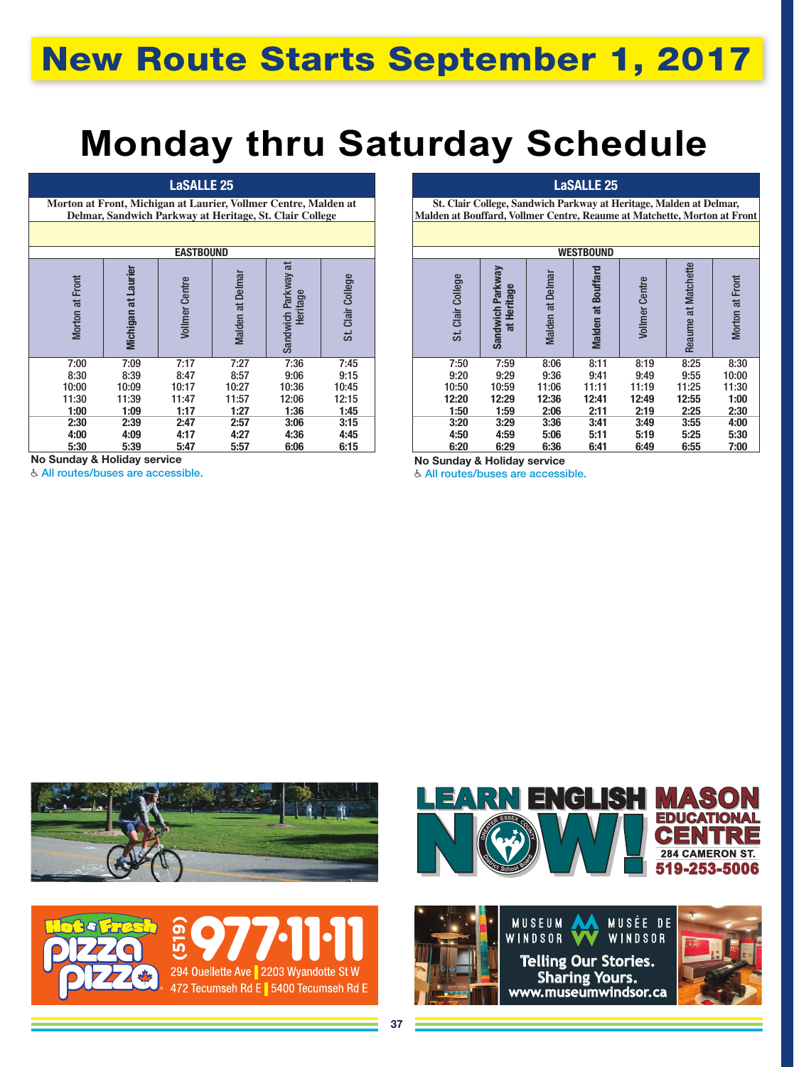# New Route Starts September 1, 2017

# Monday thru Saturday Schedule

## LaSALLE 25

Morton at Front, Michigan at Laurier, Vollmer Centre, Malden at Delmar, Sandwich Parkway at Heritage, St. Clair College

**EASTBOUND**

| Morton at Front | Michigan at Laurier | Vollmer Centre | Malden at Delmar | Sandwich Parkway at Heritage | St. Clair College |
|---|---|---|---|---|---|
| 7:00 | 7:09 | 7:17 | 7:27 | 7:36 | 7:45 |
| 8:30 | 8:39 | 8:47 | 8:57 | 9:06 | 9:15 |
| 10:00 | 10:09 | 10:17 | 10:27 | 10:36 | 10:45 |
| 11:30 | 11:39 | 11:47 | 11:57 | 12:06 | 12:15 |
| **1:00** | **1:09** | **1:17** | **1:27** | **1:36** | **1:45** |
| **2:30** | **2:39** | **2:47** | **2:57** | **3:06** | **3:15** |
| **4:00** | **4:09** | **4:17** | **4:27** | **4:36** | **4:45** |
| **5:30** | **5:39** | **5:47** | **5:57** | **6:06** | **6:15** |

**No Sunday & Holiday service**

♿ All routes/buses are accessible.

## LaSALLE 25

St. Clair College, Sandwich Parkway at Heritage, Malden at Delmar, Malden at Bouffard, Vollmer Centre, Reaume at Matchette, Morton at Front

**WESTBOUND**

| St. Clair College | Sandwich Parkway at Heritage | Malden at Delmar | Malden at Bouffard | Vollmer Centre | Reaume at Matchette | Morton at Front |
|---|---|---|---|---|---|---|
| 7:50 | 7:59 | 8:06 | 8:11 | 8:19 | 8:25 | 8:30 |
| 9:20 | 9:29 | 9:36 | 9:41 | 9:49 | 9:55 | 10:00 |
| 10:50 | 10:59 | 11:06 | 11:11 | 11:19 | 11:25 | 11:30 |
| **12:20** | **12:29** | **12:36** | **12:41** | **12:49** | **12:55** | **1:00** |
| **1:50** | **1:59** | **2:06** | **2:11** | **2:19** | **2:25** | **2:30** |
| **3:20** | **3:29** | **3:36** | **3:41** | **3:49** | **3:55** | **4:00** |
| **4:50** | **4:59** | **5:06** | **5:11** | **5:19** | **5:25** | **5:30** |
| **6:20** | **6:29** | **6:36** | **6:41** | **6:49** | **6:55** | **7:00** |

**No Sunday & Holiday service**

♿ All routes/buses are accessible.

LEARN ENGLISH NOW! Greater Essex County District School Board — MASON EDUCATIONAL CENTRE, 284 CAMERON ST., 519-253-5006

Hot & Fresh Pizza Pizza (519) 977-11-11 — 294 Ouellette Ave | 2203 Wyandotte St W | 472 Tecumseh Rd E | 5400 Tecumseh Rd E

MUSEUM WINDSOR / MUSÉE DE WINDSOR — Telling Our Stories. Sharing Yours. www.museumwindsor.ca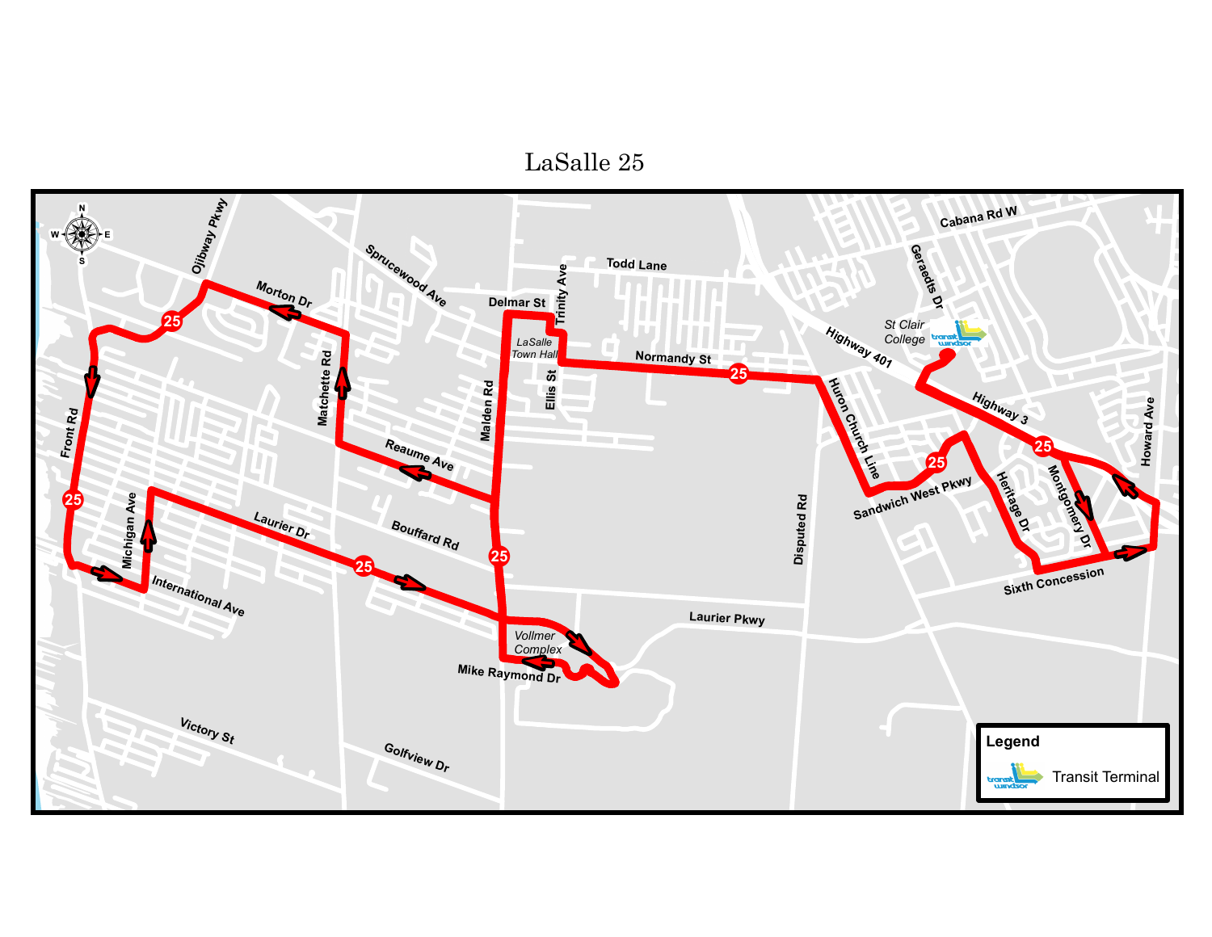# LaSalle 25

N
W E
S

Ojibway Pkwy
Morton Dr
Sprucewood Ave
Delmar St
Trinity Ave
Todd Lane
Cabana Rd W
Geraedts Dr
St Clair College
Highway 401
Highway 3
LaSalle Town Hall
Ellis St
Normandy St
Huron Church Line
Sandwich West Pkwy
Heritage Dr
Montgomery Dr
Howard Ave
Sixth Concession
Front Rd
Matchette Rd
Malden Rd
Reaume Ave
Michigan Ave
Laurier Dr
Bouffard Rd
International Ave
Vollmer Complex
Mike Raymond Dr
Laurier Pkwy
Disputed Rd
Victory St
Golfview Dr

25

Legend

Transit Terminal